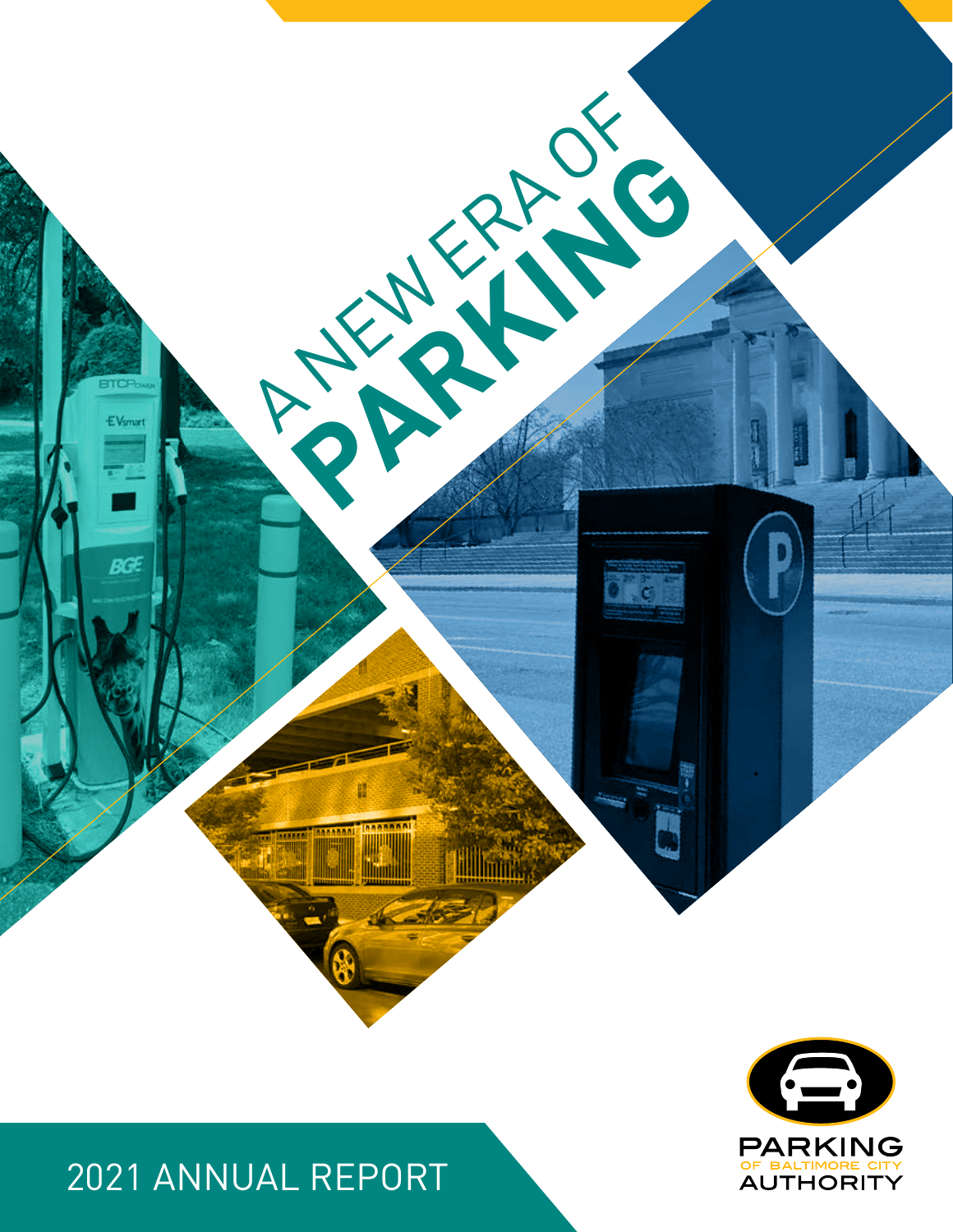# A NEW ERA OF PARKING

2021 ANNUAL REPORT

PARKING OF BALTIMORE CITY AUTHORITY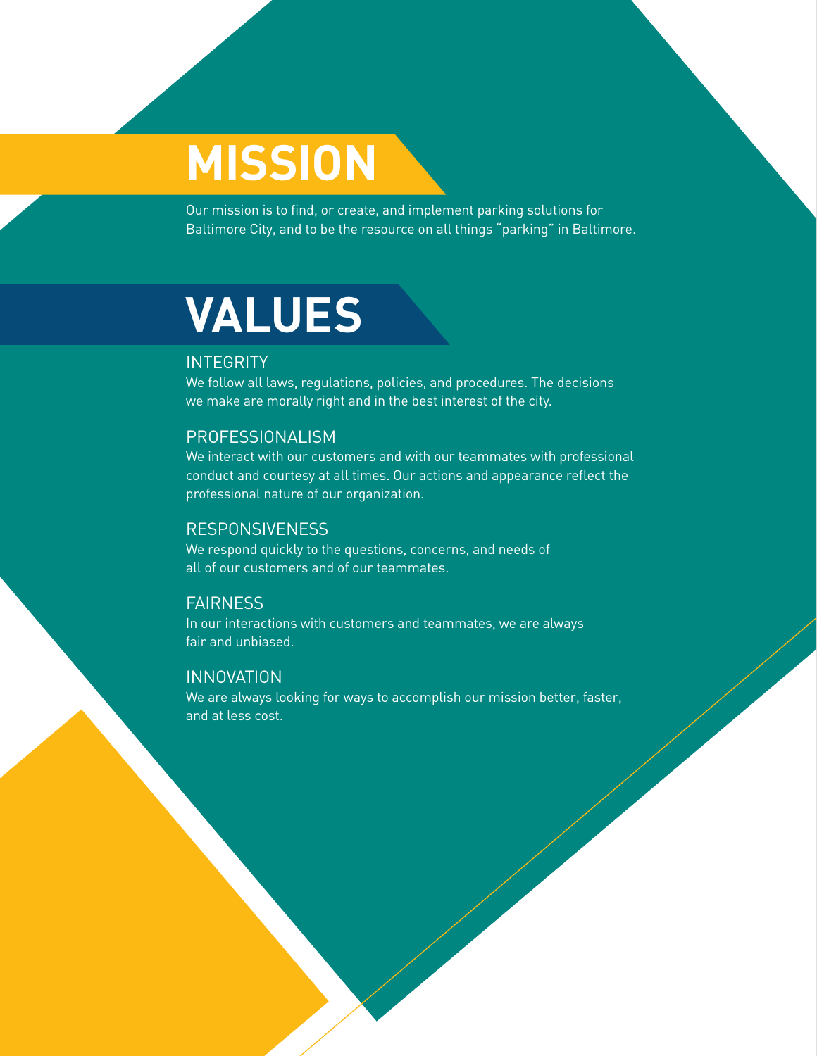# MISSION

Our mission is to find, or create, and implement parking solutions for Baltimore City, and to be the resource on all things "parking" in Baltimore.

# VALUES

### INTEGRITY

We follow all laws, regulations, policies, and procedures. The decisions we make are morally right and in the best interest of the city.

### PROFESSIONALISM

We interact with our customers and with our teammates with professional conduct and courtesy at all times. Our actions and appearance reflect the professional nature of our organization.

### RESPONSIVENESS

We respond quickly to the questions, concerns, and needs of all of our customers and of our teammates.

### FAIRNESS

In our interactions with customers and teammates, we are always fair and unbiased.

### INNOVATION

We are always looking for ways to accomplish our mission better, faster, and at less cost.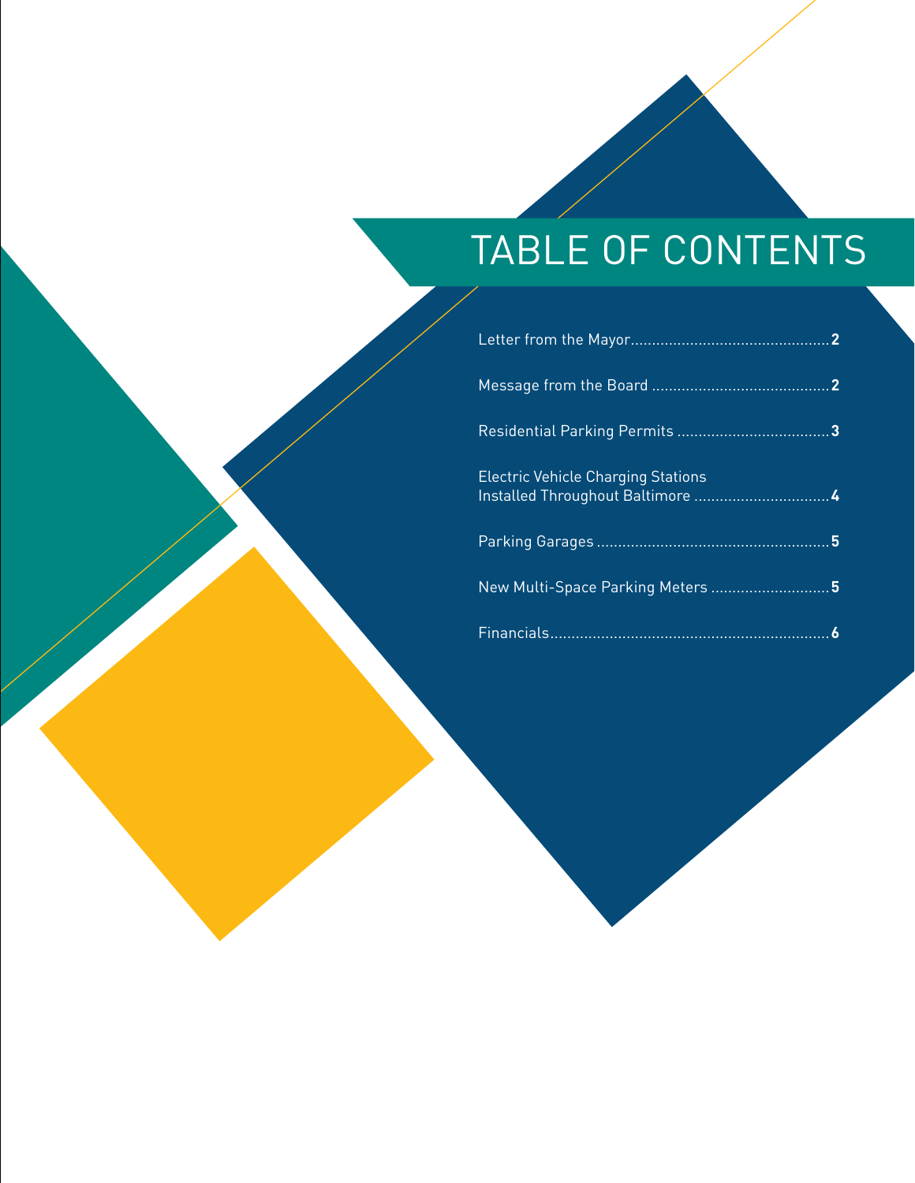# TABLE OF CONTENTS

Letter from the Mayor.............................................. **2**

Message from the Board .......................................... **2**

Residential Parking Permits .................................... **3**

Electric Vehicle Charging Stations
Installed Throughout Baltimore ................................ **4**

Parking Garages ...................................................... **5**

New Multi-Space Parking Meters ............................ **5**

Financials................................................................. **6**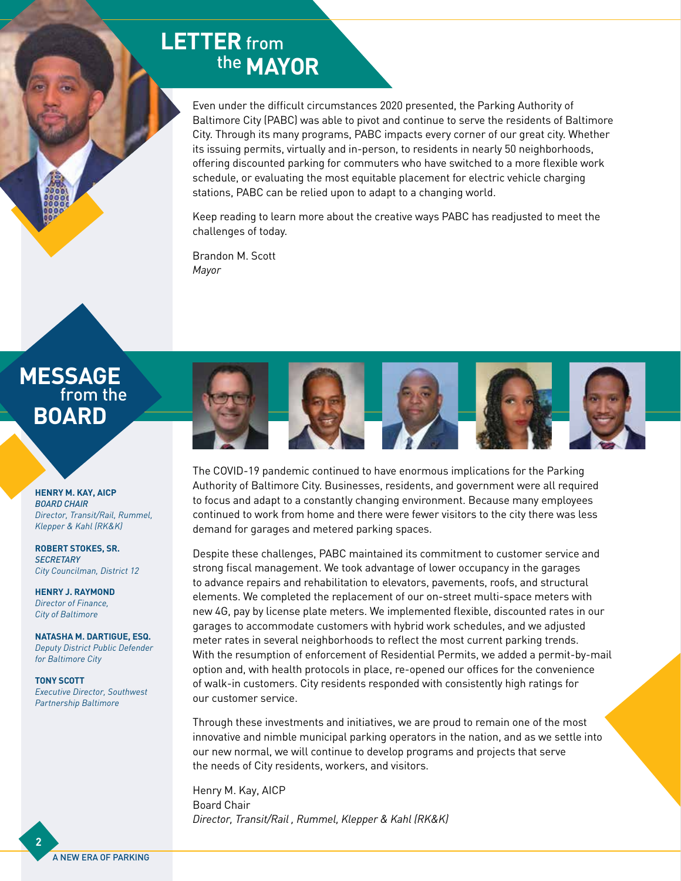# LETTER from the MAYOR

Even under the difficult circumstances 2020 presented, the Parking Authority of Baltimore City (PABC) was able to pivot and continue to serve the residents of Baltimore City. Through its many programs, PABC impacts every corner of our great city. Whether its issuing permits, virtually and in-person, to residents in nearly 50 neighborhoods, offering discounted parking for commuters who have switched to a more flexible work schedule, or evaluating the most equitable placement for electric vehicle charging stations, PABC can be relied upon to adapt to a changing world.

Keep reading to learn more about the creative ways PABC has readjusted to meet the challenges of today.

Brandon M. Scott
*Mayor*

# MESSAGE from the BOARD

**HENRY M. KAY, AICP**
***BOARD CHAIR***
*Director, Transit/Rail, Rummel, Klepper & Kahl (RK&K)*

**ROBERT STOKES, SR.**
***SECRETARY***
*City Councilman, District 12*

**HENRY J. RAYMOND**
*Director of Finance, City of Baltimore*

**NATASHA M. DARTIGUE, ESQ.**
*Deputy District Public Defender for Baltimore City*

**TONY SCOTT**
*Executive Director, Southwest Partnership Baltimore*

The COVID-19 pandemic continued to have enormous implications for the Parking Authority of Baltimore City. Businesses, residents, and government were all required to focus and adapt to a constantly changing environment. Because many employees continued to work from home and there were fewer visitors to the city there was less demand for garages and metered parking spaces.

Despite these challenges, PABC maintained its commitment to customer service and strong fiscal management. We took advantage of lower occupancy in the garages to advance repairs and rehabilitation to elevators, pavements, roofs, and structural elements. We completed the replacement of our on-street multi-space meters with new 4G, pay by license plate meters. We implemented flexible, discounted rates in our garages to accommodate customers with hybrid work schedules, and we adjusted meter rates in several neighborhoods to reflect the most current parking trends. With the resumption of enforcement of Residential Permits, we added a permit-by-mail option and, with health protocols in place, re-opened our offices for the convenience of walk-in customers. City residents responded with consistently high ratings for our customer service.

Through these investments and initiatives, we are proud to remain one of the most innovative and nimble municipal parking operators in the nation, and as we settle into our new normal, we will continue to develop programs and projects that serve the needs of City residents, workers, and visitors.

Henry M. Kay, AICP
Board Chair
*Director, Transit/Rail , Rummel, Klepper & Kahl (RK&K)*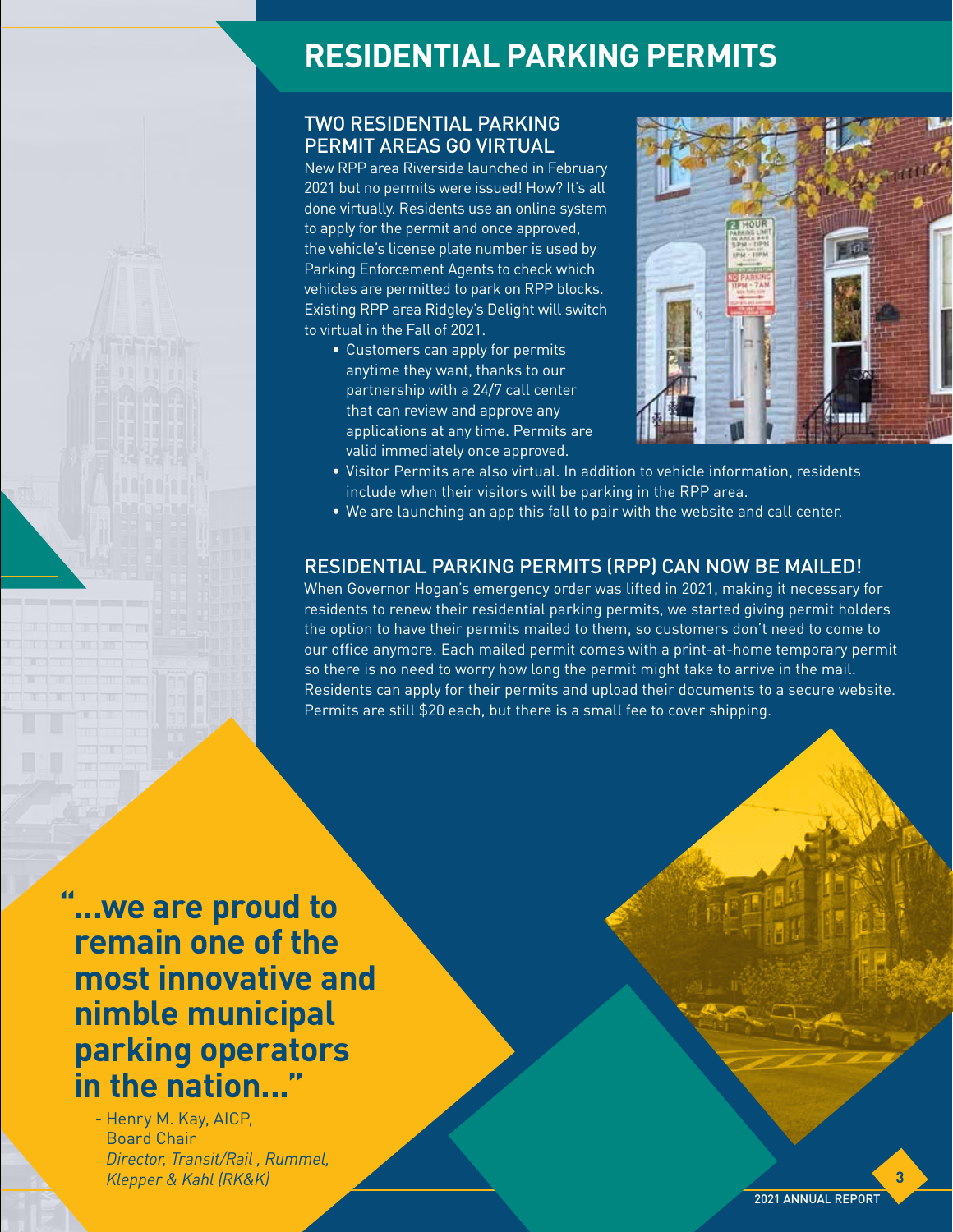# RESIDENTIAL PARKING PERMITS

## TWO RESIDENTIAL PARKING PERMIT AREAS GO VIRTUAL

New RPP area Riverside launched in February 2021 but no permits were issued! How? It's all done virtually. Residents use an online system to apply for the permit and once approved, the vehicle's license plate number is used by Parking Enforcement Agents to check which vehicles are permitted to park on RPP blocks. Existing RPP area Ridgley's Delight will switch to virtual in the Fall of 2021.

- Customers can apply for permits anytime they want, thanks to our partnership with a 24/7 call center that can review and approve any applications at any time. Permits are valid immediately once approved.
- Visitor Permits are also virtual. In addition to vehicle information, residents include when their visitors will be parking in the RPP area.
- We are launching an app this fall to pair with the website and call center.

## RESIDENTIAL PARKING PERMITS (RPP) CAN NOW BE MAILED!

When Governor Hogan's emergency order was lifted in 2021, making it necessary for residents to renew their residential parking permits, we started giving permit holders the option to have their permits mailed to them, so customers don't need to come to our office anymore. Each mailed permit comes with a print-at-home temporary permit so there is no need to worry how long the permit might take to arrive in the mail. Residents can apply for their permits and upload their documents to a secure website. Permits are still $20 each, but there is a small fee to cover shipping.

**"...we are proud to remain one of the most innovative and nimble municipal parking operators in the nation..."**

- Henry M. Kay, AICP, Board Chair
*Director, Transit/Rail , Rummel, Klepper & Kahl (RK&K)*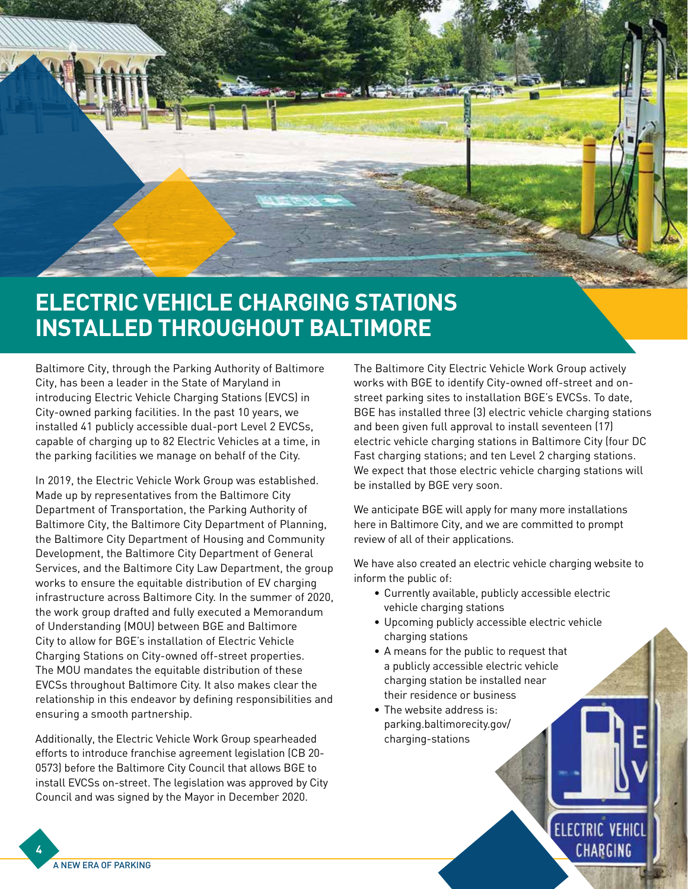# ELECTRIC VEHICLE CHARGING STATIONS INSTALLED THROUGHOUT BALTIMORE

Baltimore City, through the Parking Authority of Baltimore City, has been a leader in the State of Maryland in introducing Electric Vehicle Charging Stations (EVCS) in City-owned parking facilities. In the past 10 years, we installed 41 publicly accessible dual-port Level 2 EVCSs, capable of charging up to 82 Electric Vehicles at a time, in the parking facilities we manage on behalf of the City.

In 2019, the Electric Vehicle Work Group was established. Made up by representatives from the Baltimore City Department of Transportation, the Parking Authority of Baltimore City, the Baltimore City Department of Planning, the Baltimore City Department of Housing and Community Development, the Baltimore City Department of General Services, and the Baltimore City Law Department, the group works to ensure the equitable distribution of EV charging infrastructure across Baltimore City. In the summer of 2020, the work group drafted and fully executed a Memorandum of Understanding (MOU) between BGE and Baltimore City to allow for BGE's installation of Electric Vehicle Charging Stations on City-owned off-street properties. The MOU mandates the equitable distribution of these EVCSs throughout Baltimore City. It also makes clear the relationship in this endeavor by defining responsibilities and ensuring a smooth partnership.

Additionally, the Electric Vehicle Work Group spearheaded efforts to introduce franchise agreement legislation (CB 20-0573) before the Baltimore City Council that allows BGE to install EVCSs on-street. The legislation was approved by City Council and was signed by the Mayor in December 2020.

The Baltimore City Electric Vehicle Work Group actively works with BGE to identify City-owned off-street and on-street parking sites to installation BGE's EVCSs. To date, BGE has installed three (3) electric vehicle charging stations and been given full approval to install seventeen (17) electric vehicle charging stations in Baltimore City (four DC Fast charging stations; and ten Level 2 charging stations. We expect that those electric vehicle charging stations will be installed by BGE very soon.

We anticipate BGE will apply for many more installations here in Baltimore City, and we are committed to prompt review of all of their applications.

We have also created an electric vehicle charging website to inform the public of:

- Currently available, publicly accessible electric vehicle charging stations
- Upcoming publicly accessible electric vehicle charging stations
- A means for the public to request that a publicly accessible electric vehicle charging station be installed near their residence or business
- The website address is: parking.baltimorecity.gov/charging-stations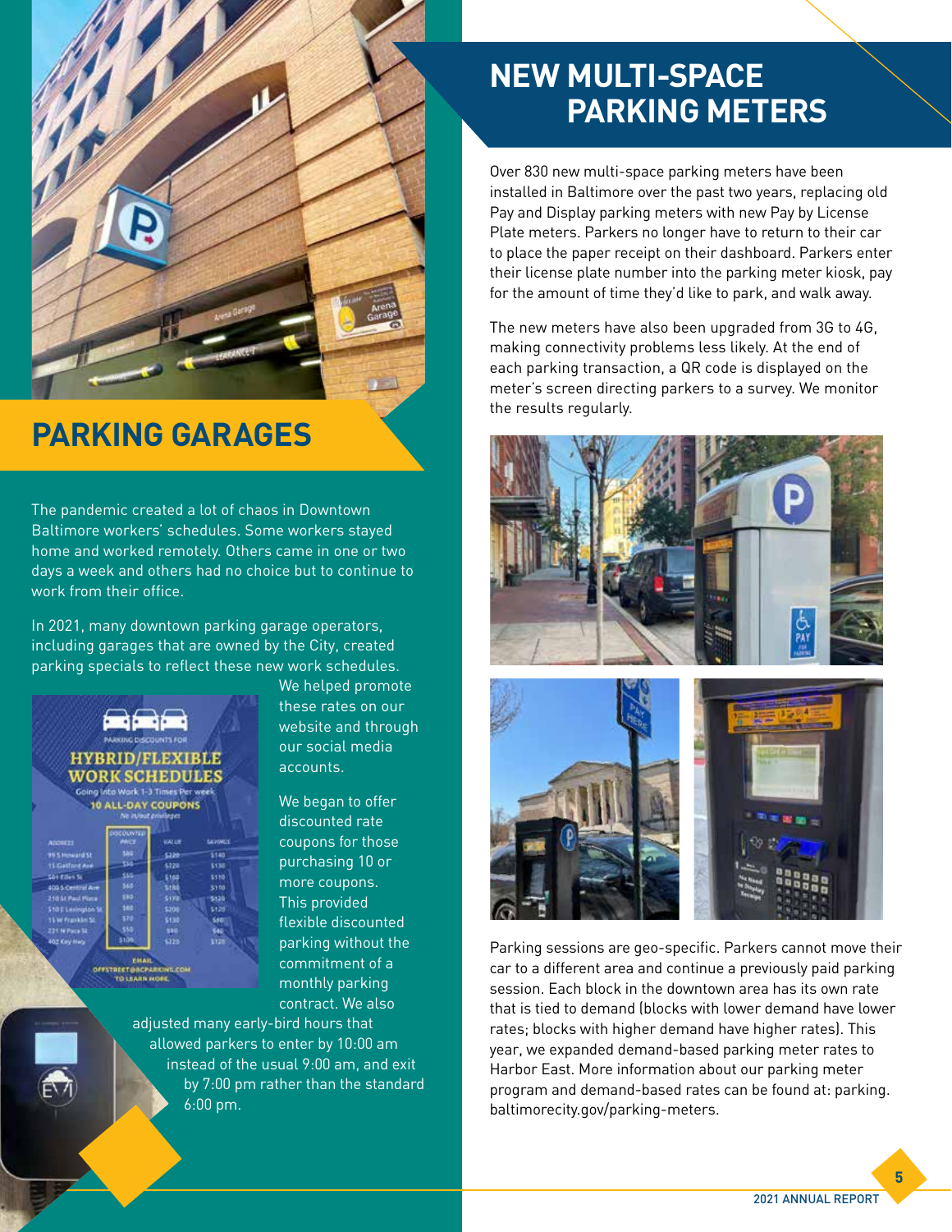## PARKING GARAGES

The pandemic created a lot of chaos in Downtown Baltimore workers' schedules. Some workers stayed home and worked remotely. Others came in one or two days a week and others had no choice but to continue to work from their office.

In 2021, many downtown parking garage operators, including garages that are owned by the City, created parking specials to reflect these new work schedules. We helped promote these rates on our website and through our social media accounts.

We began to offer discounted rate coupons for those purchasing 10 or more coupons. This provided flexible discounted parking without the commitment of a monthly parking contract. We also adjusted many early-bird hours that allowed parkers to enter by 10:00 am instead of the usual 9:00 am, and exit by 7:00 pm rather than the standard 6:00 pm.

## NEW MULTI-SPACE PARKING METERS

Over 830 new multi-space parking meters have been installed in Baltimore over the past two years, replacing old Pay and Display parking meters with new Pay by License Plate meters. Parkers no longer have to return to their car to place the paper receipt on their dashboard. Parkers enter their license plate number into the parking meter kiosk, pay for the amount of time they'd like to park, and walk away.

The new meters have also been upgraded from 3G to 4G, making connectivity problems less likely. At the end of each parking transaction, a QR code is displayed on the meter's screen directing parkers to a survey. We monitor the results regularly.

Parking sessions are geo-specific. Parkers cannot move their car to a different area and continue a previously paid parking session. Each block in the downtown area has its own rate that is tied to demand (blocks with lower demand have lower rates; blocks with higher demand have higher rates). This year, we expanded demand-based parking meter rates to Harbor East. More information about our parking meter program and demand-based rates can be found at: parking.baltimorecity.gov/parking-meters.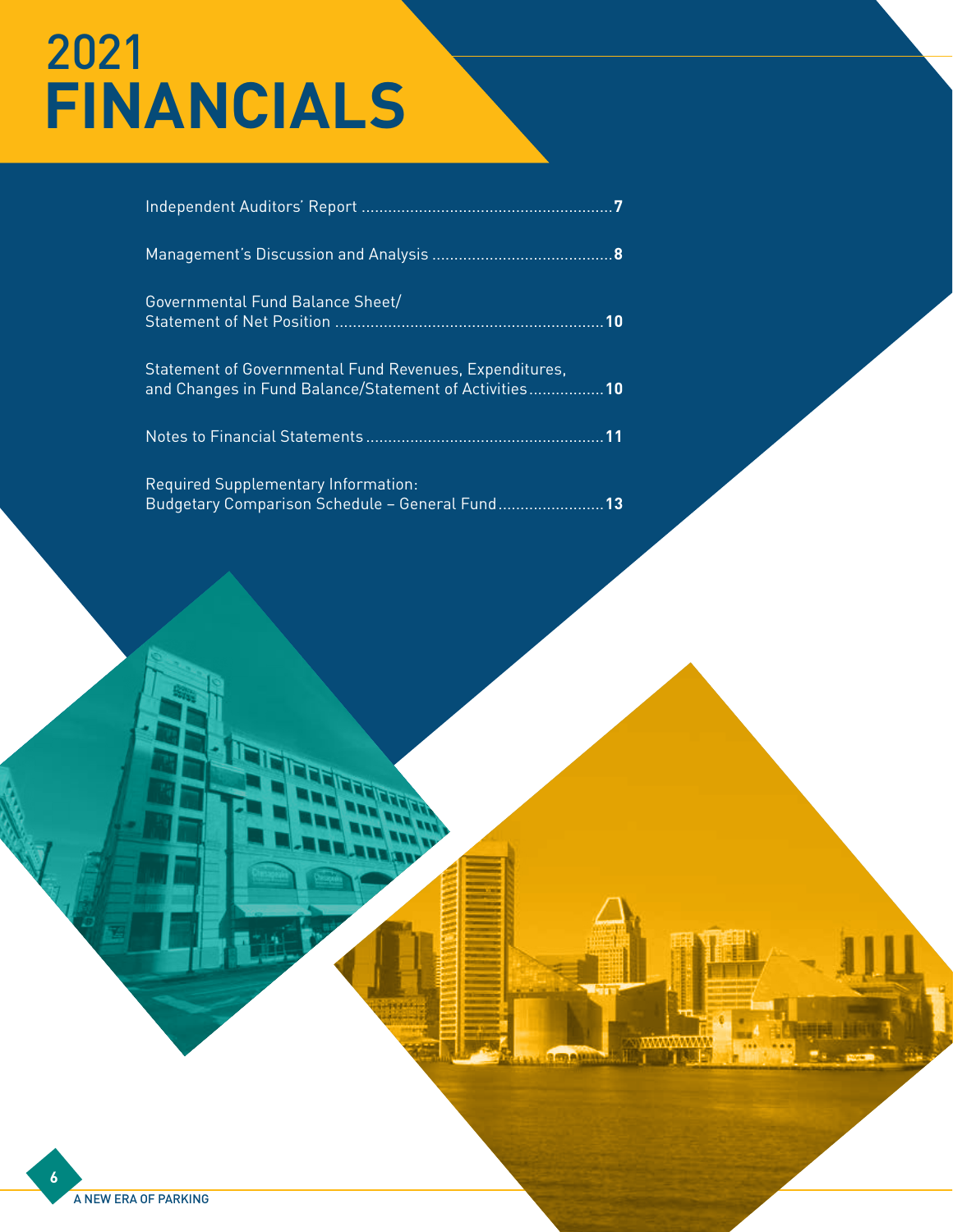# 2021 FINANCIALS

Independent Auditors' Report ........................................................7

Management's Discussion and Analysis .........................................8

Governmental Fund Balance Sheet/
Statement of Net Position ............................................................10

Statement of Governmental Fund Revenues, Expenditures,
and Changes in Fund Balance/Statement of Activities.................10

Notes to Financial Statements.....................................................11

Required Supplementary Information:
Budgetary Comparison Schedule – General Fund........................13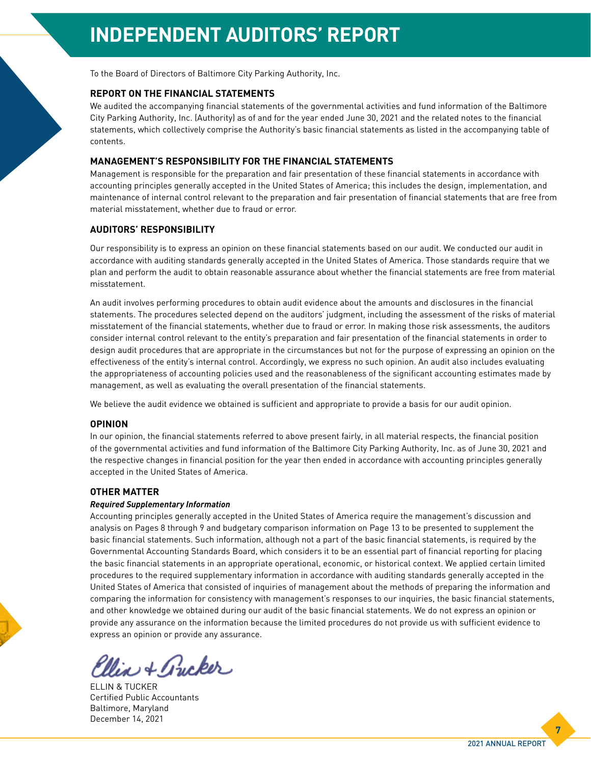# INDEPENDENT AUDITORS' REPORT

To the Board of Directors of Baltimore City Parking Authority, Inc.

## REPORT ON THE FINANCIAL STATEMENTS

We audited the accompanying financial statements of the governmental activities and fund information of the Baltimore City Parking Authority, Inc. (Authority) as of and for the year ended June 30, 2021 and the related notes to the financial statements, which collectively comprise the Authority's basic financial statements as listed in the accompanying table of contents.

## MANAGEMENT'S RESPONSIBILITY FOR THE FINANCIAL STATEMENTS

Management is responsible for the preparation and fair presentation of these financial statements in accordance with accounting principles generally accepted in the United States of America; this includes the design, implementation, and maintenance of internal control relevant to the preparation and fair presentation of financial statements that are free from material misstatement, whether due to fraud or error.

## AUDITORS' RESPONSIBILITY

Our responsibility is to express an opinion on these financial statements based on our audit. We conducted our audit in accordance with auditing standards generally accepted in the United States of America. Those standards require that we plan and perform the audit to obtain reasonable assurance about whether the financial statements are free from material misstatement.

An audit involves performing procedures to obtain audit evidence about the amounts and disclosures in the financial statements. The procedures selected depend on the auditors' judgment, including the assessment of the risks of material misstatement of the financial statements, whether due to fraud or error. In making those risk assessments, the auditors consider internal control relevant to the entity's preparation and fair presentation of the financial statements in order to design audit procedures that are appropriate in the circumstances but not for the purpose of expressing an opinion on the effectiveness of the entity's internal control. Accordingly, we express no such opinion. An audit also includes evaluating the appropriateness of accounting policies used and the reasonableness of the significant accounting estimates made by management, as well as evaluating the overall presentation of the financial statements.

We believe the audit evidence we obtained is sufficient and appropriate to provide a basis for our audit opinion.

## OPINION

In our opinion, the financial statements referred to above present fairly, in all material respects, the financial position of the governmental activities and fund information of the Baltimore City Parking Authority, Inc. as of June 30, 2021 and the respective changes in financial position for the year then ended in accordance with accounting principles generally accepted in the United States of America.

## OTHER MATTER

### *Required Supplementary Information*

Accounting principles generally accepted in the United States of America require the management's discussion and analysis on Pages 8 through 9 and budgetary comparison information on Page 13 to be presented to supplement the basic financial statements. Such information, although not a part of the basic financial statements, is required by the Governmental Accounting Standards Board, which considers it to be an essential part of financial reporting for placing the basic financial statements in an appropriate operational, economic, or historical context. We applied certain limited procedures to the required supplementary information in accordance with auditing standards generally accepted in the United States of America that consisted of inquiries of management about the methods of preparing the information and comparing the information for consistency with management's responses to our inquiries, the basic financial statements, and other knowledge we obtained during our audit of the basic financial statements. We do not express an opinion or provide any assurance on the information because the limited procedures do not provide us with sufficient evidence to express an opinion or provide any assurance.

*Ellin + Tucker*

ELLIN & TUCKER
Certified Public Accountants
Baltimore, Maryland
December 14, 2021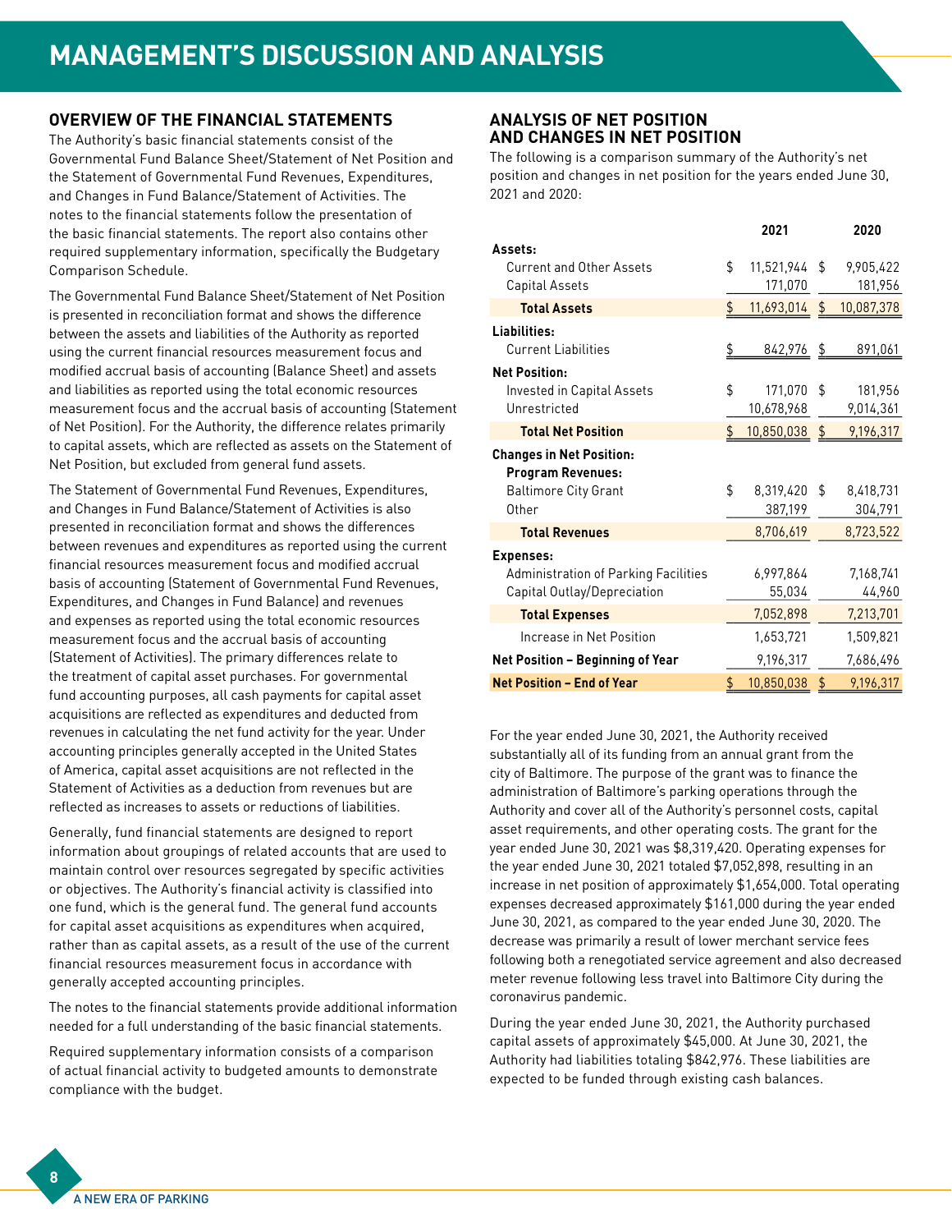# MANAGEMENT'S DISCUSSION AND ANALYSIS

## OVERVIEW OF THE FINANCIAL STATEMENTS

The Authority's basic financial statements consist of the Governmental Fund Balance Sheet/Statement of Net Position and the Statement of Governmental Fund Revenues, Expenditures, and Changes in Fund Balance/Statement of Activities. The notes to the financial statements follow the presentation of the basic financial statements. The report also contains other required supplementary information, specifically the Budgetary Comparison Schedule.

The Governmental Fund Balance Sheet/Statement of Net Position is presented in reconciliation format and shows the difference between the assets and liabilities of the Authority as reported using the current financial resources measurement focus and modified accrual basis of accounting (Balance Sheet) and assets and liabilities as reported using the total economic resources measurement focus and the accrual basis of accounting (Statement of Net Position). For the Authority, the difference relates primarily to capital assets, which are reflected as assets on the Statement of Net Position, but excluded from general fund assets.

The Statement of Governmental Fund Revenues, Expenditures, and Changes in Fund Balance/Statement of Activities is also presented in reconciliation format and shows the differences between revenues and expenditures as reported using the current financial resources measurement focus and modified accrual basis of accounting (Statement of Governmental Fund Revenues, Expenditures, and Changes in Fund Balance) and revenues and expenses as reported using the total economic resources measurement focus and the accrual basis of accounting (Statement of Activities). The primary differences relate to the treatment of capital asset purchases. For governmental fund accounting purposes, all cash payments for capital asset acquisitions are reflected as expenditures and deducted from revenues in calculating the net fund activity for the year. Under accounting principles generally accepted in the United States of America, capital asset acquisitions are not reflected in the Statement of Activities as a deduction from revenues but are reflected as increases to assets or reductions of liabilities.

Generally, fund financial statements are designed to report information about groupings of related accounts that are used to maintain control over resources segregated by specific activities or objectives. The Authority's financial activity is classified into one fund, which is the general fund. The general fund accounts for capital asset acquisitions as expenditures when acquired, rather than as capital assets, as a result of the use of the current financial resources measurement focus in accordance with generally accepted accounting principles.

The notes to the financial statements provide additional information needed for a full understanding of the basic financial statements.

Required supplementary information consists of a comparison of actual financial activity to budgeted amounts to demonstrate compliance with the budget.

## ANALYSIS OF NET POSITION AND CHANGES IN NET POSITION

The following is a comparison summary of the Authority's net position and changes in net position for the years ended June 30, 2021 and 2020:

| | 2021 | 2020 |
|---|---|---|
| **Assets:** | | |
| Current and Other Assets | $ 11,521,944 | $ 9,905,422 |
| Capital Assets | 171,070 | 181,956 |
| **Total Assets** | $ 11,693,014 | $ 10,087,378 |
| **Liabilities:** | | |
| Current Liabilities | $ 842,976 | $ 891,061 |
| **Net Position:** | | |
| Invested in Capital Assets | $ 171,070 | $ 181,956 |
| Unrestricted | 10,678,968 | 9,014,361 |
| **Total Net Position** | $ 10,850,038 | $ 9,196,317 |
| **Changes in Net Position:** | | |
| **Program Revenues:** | | |
| Baltimore City Grant | $ 8,319,420 | $ 8,418,731 |
| Other | 387,199 | 304,791 |
| **Total Revenues** | 8,706,619 | 8,723,522 |
| **Expenses:** | | |
| Administration of Parking Facilities | 6,997,864 | 7,168,741 |
| Capital Outlay/Depreciation | 55,034 | 44,960 |
| **Total Expenses** | 7,052,898 | 7,213,701 |
| Increase in Net Position | 1,653,721 | 1,509,821 |
| **Net Position – Beginning of Year** | 9,196,317 | 7,686,496 |
| **Net Position – End of Year** | $ 10,850,038 | $ 9,196,317 |

For the year ended June 30, 2021, the Authority received substantially all of its funding from an annual grant from the city of Baltimore. The purpose of the grant was to finance the administration of Baltimore's parking operations through the Authority and cover all of the Authority's personnel costs, capital asset requirements, and other operating costs. The grant for the year ended June 30, 2021 was $8,319,420. Operating expenses for the year ended June 30, 2021 totaled $7,052,898, resulting in an increase in net position of approximately $1,654,000. Total operating expenses decreased approximately $161,000 during the year ended June 30, 2021, as compared to the year ended June 30, 2020. The decrease was primarily a result of lower merchant service fees following both a renegotiated service agreement and also decreased meter revenue following less travel into Baltimore City during the coronavirus pandemic.

During the year ended June 30, 2021, the Authority purchased capital assets of approximately $45,000. At June 30, 2021, the Authority had liabilities totaling $842,976. These liabilities are expected to be funded through existing cash balances.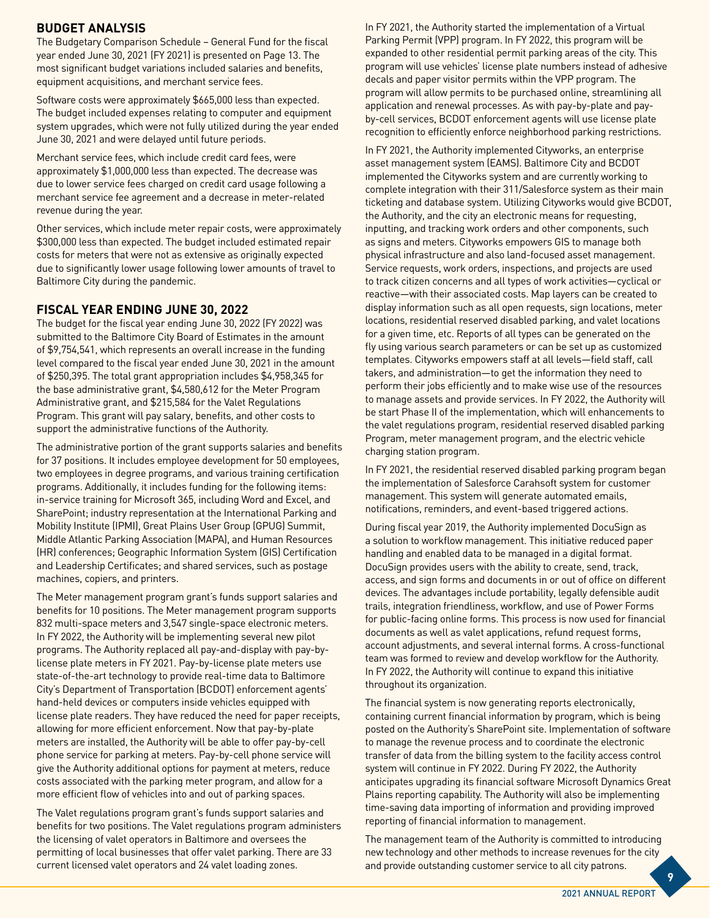## BUDGET ANALYSIS

The Budgetary Comparison Schedule – General Fund for the fiscal year ended June 30, 2021 (FY 2021) is presented on Page 13. The most significant budget variations included salaries and benefits, equipment acquisitions, and merchant service fees.

Software costs were approximately $665,000 less than expected. The budget included expenses relating to computer and equipment system upgrades, which were not fully utilized during the year ended June 30, 2021 and were delayed until future periods.

Merchant service fees, which include credit card fees, were approximately $1,000,000 less than expected. The decrease was due to lower service fees charged on credit card usage following a merchant service fee agreement and a decrease in meter-related revenue during the year.

Other services, which include meter repair costs, were approximately $300,000 less than expected. The budget included estimated repair costs for meters that were not as extensive as originally expected due to significantly lower usage following lower amounts of travel to Baltimore City during the pandemic.

## FISCAL YEAR ENDING JUNE 30, 2022

The budget for the fiscal year ending June 30, 2022 (FY 2022) was submitted to the Baltimore City Board of Estimates in the amount of $9,754,541, which represents an overall increase in the funding level compared to the fiscal year ended June 30, 2021 in the amount of $250,395. The total grant appropriation includes $4,958,345 for the base administrative grant, $4,580,612 for the Meter Program Administrative grant, and $215,584 for the Valet Regulations Program. This grant will pay salary, benefits, and other costs to support the administrative functions of the Authority.

The administrative portion of the grant supports salaries and benefits for 37 positions. It includes employee development for 50 employees, two employees in degree programs, and various training certification programs. Additionally, it includes funding for the following items: in-service training for Microsoft 365, including Word and Excel, and SharePoint; industry representation at the International Parking and Mobility Institute (IPMI), Great Plains User Group (GPUG) Summit, Middle Atlantic Parking Association (MAPA), and Human Resources (HR) conferences; Geographic Information System (GIS) Certification and Leadership Certificates; and shared services, such as postage machines, copiers, and printers.

The Meter management program grant's funds support salaries and benefits for 10 positions. The Meter management program supports 832 multi-space meters and 3,547 single-space electronic meters. In FY 2022, the Authority will be implementing several new pilot programs. The Authority replaced all pay-and-display with pay-by-license plate meters in FY 2021. Pay-by-license plate meters use state-of-the-art technology to provide real-time data to Baltimore City's Department of Transportation (BCDOT) enforcement agents' hand-held devices or computers inside vehicles equipped with license plate readers. They have reduced the need for paper receipts, allowing for more efficient enforcement. Now that pay-by-plate meters are installed, the Authority will be able to offer pay-by-cell phone service for parking at meters. Pay-by-cell phone service will give the Authority additional options for payment at meters, reduce costs associated with the parking meter program, and allow for a more efficient flow of vehicles into and out of parking spaces.

The Valet regulations program grant's funds support salaries and benefits for two positions. The Valet regulations program administers the licensing of valet operators in Baltimore and oversees the permitting of local businesses that offer valet parking. There are 33 current licensed valet operators and 24 valet loading zones.

In FY 2021, the Authority started the implementation of a Virtual Parking Permit (VPP) program. In FY 2022, this program will be expanded to other residential permit parking areas of the city. This program will use vehicles' license plate numbers instead of adhesive decals and paper visitor permits within the VPP program. The program will allow permits to be purchased online, streamlining all application and renewal processes. As with pay-by-plate and pay-by-cell services, BCDOT enforcement agents will use license plate recognition to efficiently enforce neighborhood parking restrictions.

In FY 2021, the Authority implemented Cityworks, an enterprise asset management system (EAMS). Baltimore City and BCDOT implemented the Cityworks system and are currently working to complete integration with their 311/Salesforce system as their main ticketing and database system. Utilizing Cityworks would give BCDOT, the Authority, and the city an electronic means for requesting, inputting, and tracking work orders and other components, such as signs and meters. Cityworks empowers GIS to manage both physical infrastructure and also land-focused asset management. Service requests, work orders, inspections, and projects are used to track citizen concerns and all types of work activities—cyclical or reactive—with their associated costs. Map layers can be created to display information such as all open requests, sign locations, meter locations, residential reserved disabled parking, and valet locations for a given time, etc. Reports of all types can be generated on the fly using various search parameters or can be set up as customized templates. Cityworks empowers staff at all levels—field staff, call takers, and administration—to get the information they need to perform their jobs efficiently and to make wise use of the resources to manage assets and provide services. In FY 2022, the Authority will be start Phase II of the implementation, which will enhancements to the valet regulations program, residential reserved disabled parking Program, meter management program, and the electric vehicle charging station program.

In FY 2021, the residential reserved disabled parking program began the implementation of Salesforce Carahsoft system for customer management. This system will generate automated emails, notifications, reminders, and event-based triggered actions.

During fiscal year 2019, the Authority implemented DocuSign as a solution to workflow management. This initiative reduced paper handling and enabled data to be managed in a digital format. DocuSign provides users with the ability to create, send, track, access, and sign forms and documents in or out of office on different devices. The advantages include portability, legally defensible audit trails, integration friendliness, workflow, and use of Power Forms for public-facing online forms. This process is now used for financial documents as well as valet applications, refund request forms, account adjustments, and several internal forms. A cross-functional team was formed to review and develop workflow for the Authority. In FY 2022, the Authority will continue to expand this initiative throughout its organization.

The financial system is now generating reports electronically, containing current financial information by program, which is being posted on the Authority's SharePoint site. Implementation of software to manage the revenue process and to coordinate the electronic transfer of data from the billing system to the facility access control system will continue in FY 2022. During FY 2022, the Authority anticipates upgrading its financial software Microsoft Dynamics Great Plains reporting capability. The Authority will also be implementing time-saving data importing of information and providing improved reporting of financial information to management.

The management team of the Authority is committed to introducing new technology and other methods to increase revenues for the city and provide outstanding customer service to all city patrons.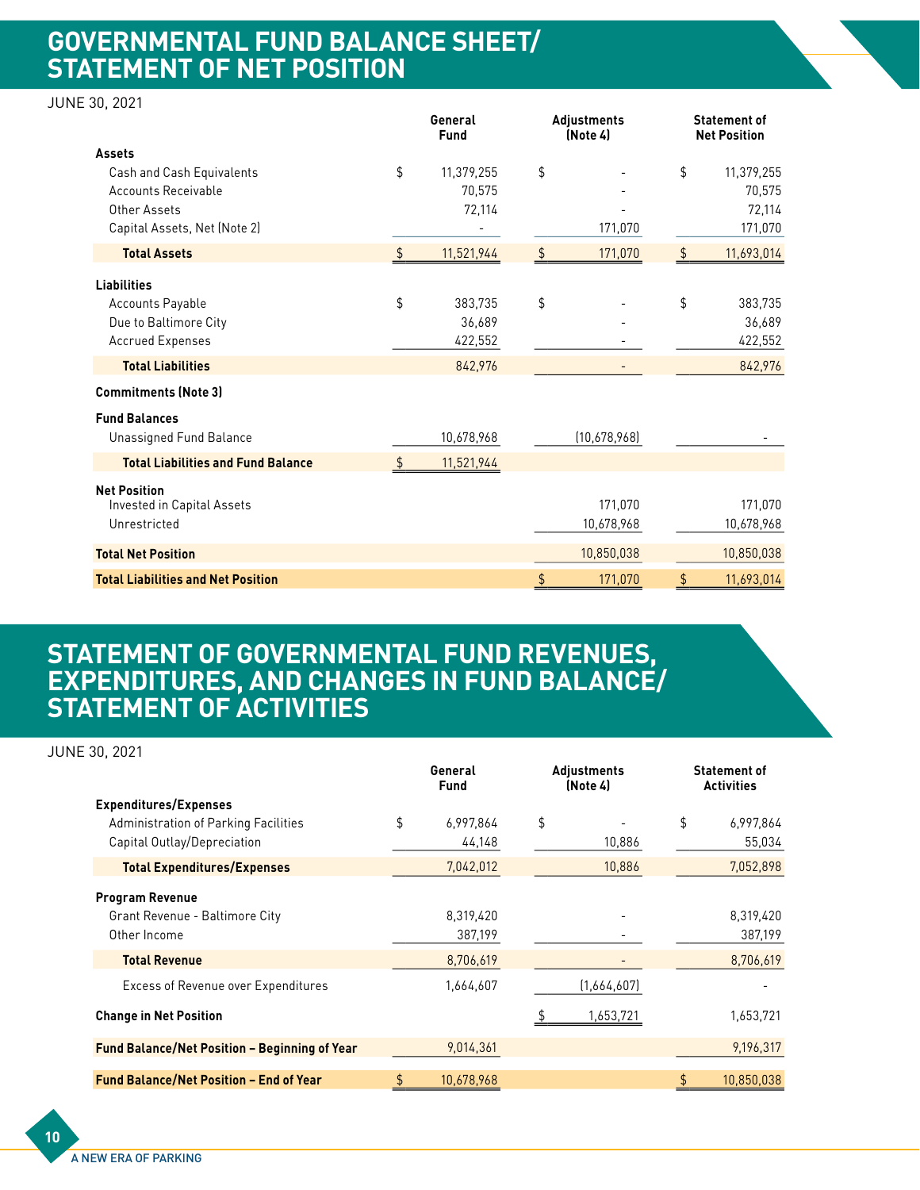# GOVERNMENTAL FUND BALANCE SHEET/ STATEMENT OF NET POSITION

JUNE 30, 2021

| | General Fund | Adjustments (Note 4) | Statement of Net Position |
|---|---|---|---|
| **Assets** | | | |
| Cash and Cash Equivalents | $ 11,379,255 | $ - | $ 11,379,255 |
| Accounts Receivable | 70,575 | - | 70,575 |
| Other Assets | 72,114 | - | 72,114 |
| Capital Assets, Net (Note 2) | - | 171,070 | 171,070 |
| **Total Assets** | $ 11,521,944 | $ 171,070 | $ 11,693,014 |
| **Liabilities** | | | |
| Accounts Payable | $ 383,735 | $ - | $ 383,735 |
| Due to Baltimore City | 36,689 | - | 36,689 |
| Accrued Expenses | 422,552 | - | 422,552 |
| **Total Liabilities** | 842,976 | - | 842,976 |
| **Commitments (Note 3)** | | | |
| **Fund Balances** | | | |
| Unassigned Fund Balance | 10,678,968 | (10,678,968) | - |
| **Total Liabilities and Fund Balance** | $ 11,521,944 | | |
| **Net Position** | | | |
| Invested in Capital Assets | | 171,070 | 171,070 |
| Unrestricted | | 10,678,968 | 10,678,968 |
| **Total Net Position** | | 10,850,038 | 10,850,038 |
| **Total Liabilities and Net Position** | | $ 171,070 | $ 11,693,014 |

# STATEMENT OF GOVERNMENTAL FUND REVENUES, EXPENDITURES, AND CHANGES IN FUND BALANCE/ STATEMENT OF ACTIVITIES

JUNE 30, 2021

| | General Fund | Adjustments (Note 4) | Statement of Activities |
|---|---|---|---|
| **Expenditures/Expenses** | | | |
| Administration of Parking Facilities | $ 6,997,864 | $ - | $ 6,997,864 |
| Capital Outlay/Depreciation | 44,148 | 10,886 | 55,034 |
| **Total Expenditures/Expenses** | 7,042,012 | 10,886 | 7,052,898 |
| **Program Revenue** | | | |
| Grant Revenue - Baltimore City | 8,319,420 | - | 8,319,420 |
| Other Income | 387,199 | - | 387,199 |
| **Total Revenue** | 8,706,619 | - | 8,706,619 |
| Excess of Revenue over Expenditures | 1,664,607 | (1,664,607) | - |
| **Change in Net Position** | | $ 1,653,721 | 1,653,721 |
| **Fund Balance/Net Position – Beginning of Year** | 9,014,361 | | 9,196,317 |
| **Fund Balance/Net Position – End of Year** | $ 10,678,968 | | $ 10,850,038 |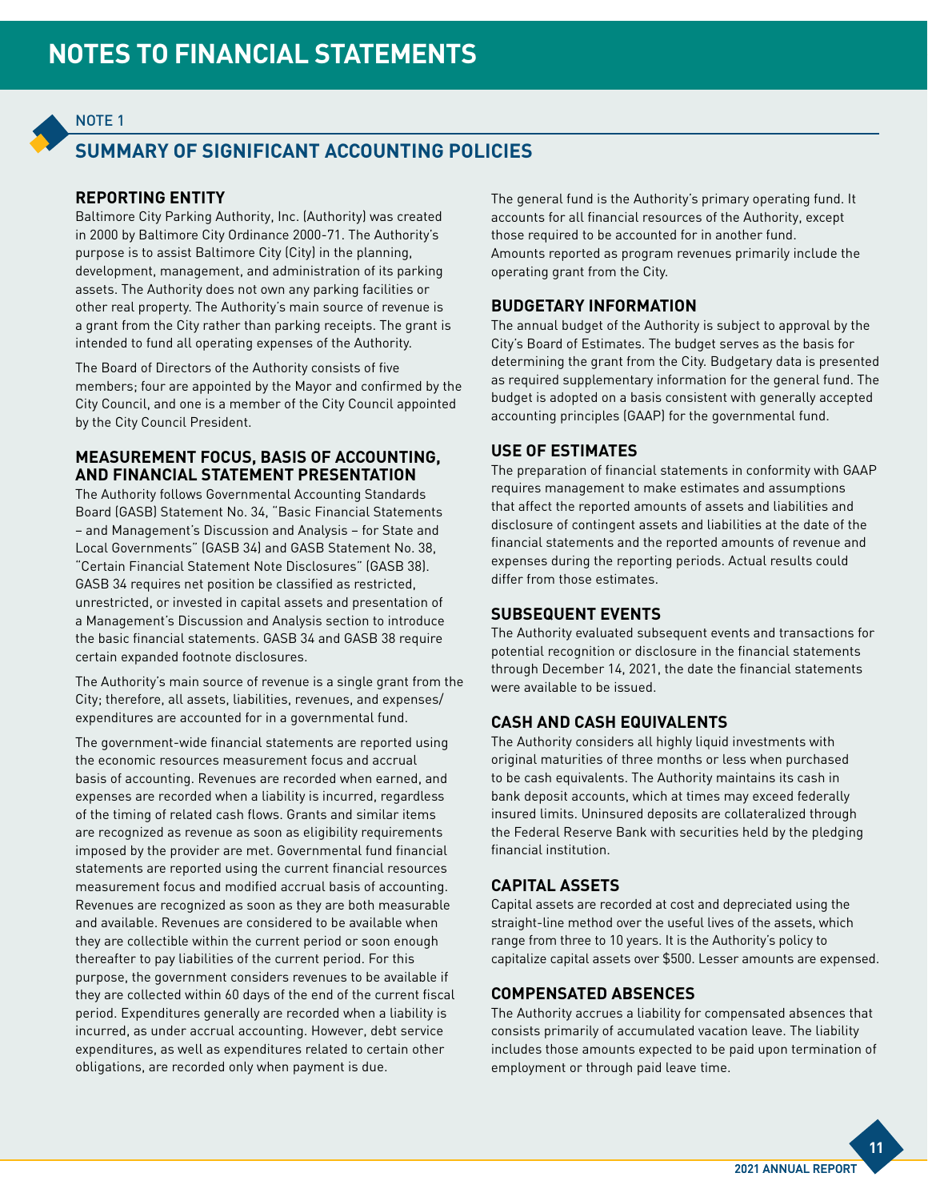# NOTES TO FINANCIAL STATEMENTS

NOTE 1

## SUMMARY OF SIGNIFICANT ACCOUNTING POLICIES

### REPORTING ENTITY

Baltimore City Parking Authority, Inc. (Authority) was created in 2000 by Baltimore City Ordinance 2000-71. The Authority's purpose is to assist Baltimore City (City) in the planning, development, management, and administration of its parking assets. The Authority does not own any parking facilities or other real property. The Authority's main source of revenue is a grant from the City rather than parking receipts. The grant is intended to fund all operating expenses of the Authority.

The Board of Directors of the Authority consists of five members; four are appointed by the Mayor and confirmed by the City Council, and one is a member of the City Council appointed by the City Council President.

### MEASUREMENT FOCUS, BASIS OF ACCOUNTING, AND FINANCIAL STATEMENT PRESENTATION

The Authority follows Governmental Accounting Standards Board (GASB) Statement No. 34, "Basic Financial Statements – and Management's Discussion and Analysis – for State and Local Governments" (GASB 34) and GASB Statement No. 38, "Certain Financial Statement Note Disclosures" (GASB 38). GASB 34 requires net position be classified as restricted, unrestricted, or invested in capital assets and presentation of a Management's Discussion and Analysis section to introduce the basic financial statements. GASB 34 and GASB 38 require certain expanded footnote disclosures.

The Authority's main source of revenue is a single grant from the City; therefore, all assets, liabilities, revenues, and expenses/expenditures are accounted for in a governmental fund.

The government-wide financial statements are reported using the economic resources measurement focus and accrual basis of accounting. Revenues are recorded when earned, and expenses are recorded when a liability is incurred, regardless of the timing of related cash flows. Grants and similar items are recognized as revenue as soon as eligibility requirements imposed by the provider are met. Governmental fund financial statements are reported using the current financial resources measurement focus and modified accrual basis of accounting. Revenues are recognized as soon as they are both measurable and available. Revenues are considered to be available when they are collectible within the current period or soon enough thereafter to pay liabilities of the current period. For this purpose, the government considers revenues to be available if they are collected within 60 days of the end of the current fiscal period. Expenditures generally are recorded when a liability is incurred, as under accrual accounting. However, debt service expenditures, as well as expenditures related to certain other obligations, are recorded only when payment is due.

The general fund is the Authority's primary operating fund. It accounts for all financial resources of the Authority, except those required to be accounted for in another fund. Amounts reported as program revenues primarily include the operating grant from the City.

### BUDGETARY INFORMATION

The annual budget of the Authority is subject to approval by the City's Board of Estimates. The budget serves as the basis for determining the grant from the City. Budgetary data is presented as required supplementary information for the general fund. The budget is adopted on a basis consistent with generally accepted accounting principles (GAAP) for the governmental fund.

### USE OF ESTIMATES

The preparation of financial statements in conformity with GAAP requires management to make estimates and assumptions that affect the reported amounts of assets and liabilities and disclosure of contingent assets and liabilities at the date of the financial statements and the reported amounts of revenue and expenses during the reporting periods. Actual results could differ from those estimates.

### SUBSEQUENT EVENTS

The Authority evaluated subsequent events and transactions for potential recognition or disclosure in the financial statements through December 14, 2021, the date the financial statements were available to be issued.

### CASH AND CASH EQUIVALENTS

The Authority considers all highly liquid investments with original maturities of three months or less when purchased to be cash equivalents. The Authority maintains its cash in bank deposit accounts, which at times may exceed federally insured limits. Uninsured deposits are collateralized through the Federal Reserve Bank with securities held by the pledging financial institution.

### CAPITAL ASSETS

Capital assets are recorded at cost and depreciated using the straight-line method over the useful lives of the assets, which range from three to 10 years. It is the Authority's policy to capitalize capital assets over $500. Lesser amounts are expensed.

### COMPENSATED ABSENCES

The Authority accrues a liability for compensated absences that consists primarily of accumulated vacation leave. The liability includes those amounts expected to be paid upon termination of employment or through paid leave time.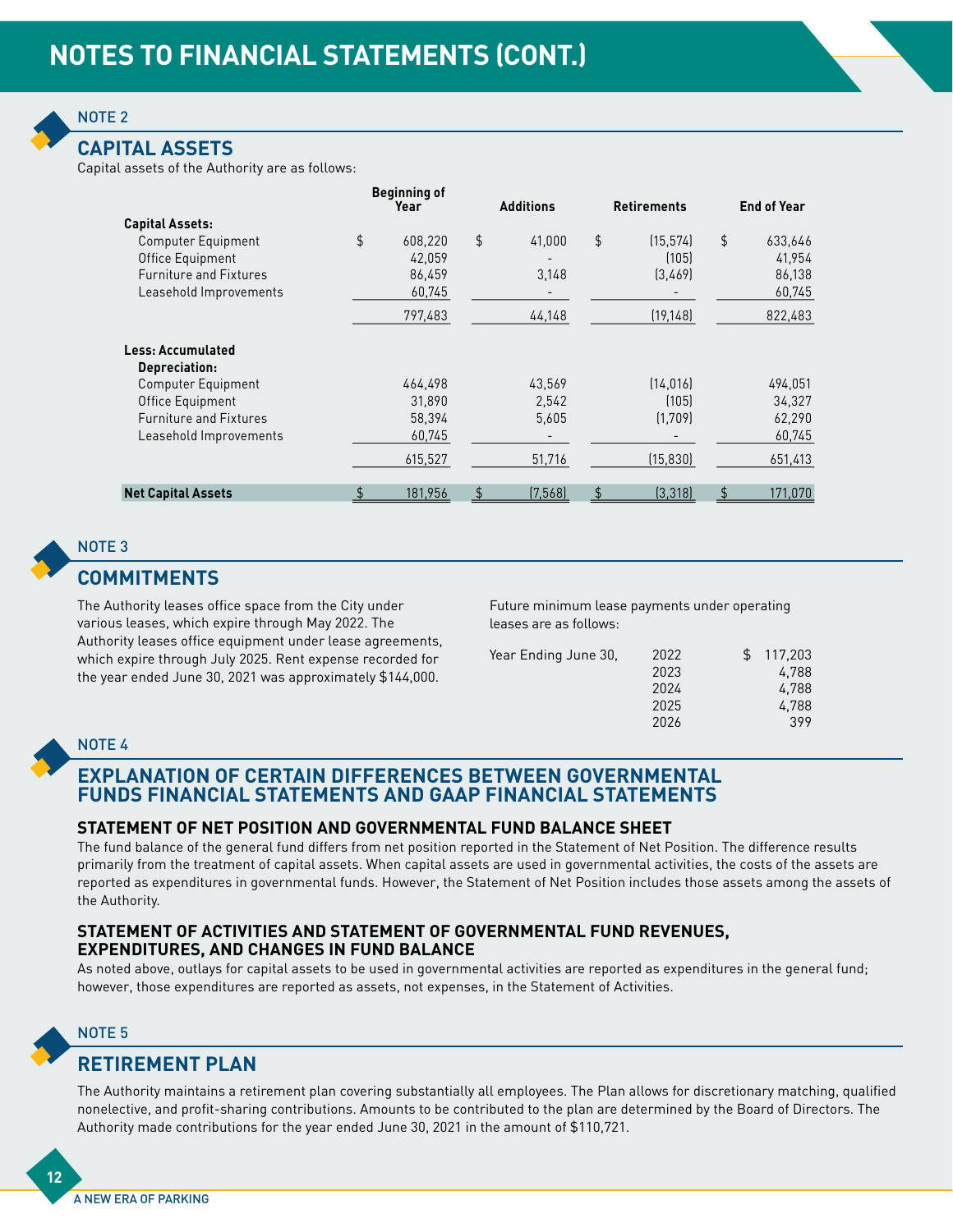# NOTES TO FINANCIAL STATEMENTS (CONT.)

NOTE 2

## CAPITAL ASSETS

Capital assets of the Authority are as follows:

| | Beginning of Year | Additions | Retirements | End of Year |
|---|---|---|---|---|
| **Capital Assets:** | | | | |
| Computer Equipment | $ 608,220 | $ 41,000 | $ (15,574) | $ 633,646 |
| Office Equipment | 42,059 | - | (105) | 41,954 |
| Furniture and Fixtures | 86,459 | 3,148 | (3,469) | 86,138 |
| Leasehold Improvements | 60,745 | - | - | 60,745 |
| | 797,483 | 44,148 | (19,148) | 822,483 |
| **Less: Accumulated Depreciation:** | | | | |
| Computer Equipment | 464,498 | 43,569 | (14,016) | 494,051 |
| Office Equipment | 31,890 | 2,542 | (105) | 34,327 |
| Furniture and Fixtures | 58,394 | 5,605 | (1,709) | 62,290 |
| Leasehold Improvements | 60,745 | - | - | 60,745 |
| | 615,527 | 51,716 | (15,830) | 651,413 |
| **Net Capital Assets** | $ 181,956 | $ (7,568) | $ (3,318) | $ 171,070 |

NOTE 3

## COMMITMENTS

The Authority leases office space from the City under various leases, which expire through May 2022. The Authority leases office equipment under lease agreements, which expire through July 2025. Rent expense recorded for the year ended June 30, 2021 was approximately $144,000.

Future minimum lease payments under operating leases are as follows:

| Year Ending June 30, | | |
|---|---|---|
| | 2022 | $ 117,203 |
| | 2023 | 4,788 |
| | 2024 | 4,788 |
| | 2025 | 4,788 |
| | 2026 | 399 |

NOTE 4

## EXPLANATION OF CERTAIN DIFFERENCES BETWEEN GOVERNMENTAL FUNDS FINANCIAL STATEMENTS AND GAAP FINANCIAL STATEMENTS

### STATEMENT OF NET POSITION AND GOVERNMENTAL FUND BALANCE SHEET

The fund balance of the general fund differs from net position reported in the Statement of Net Position. The difference results primarily from the treatment of capital assets. When capital assets are used in governmental activities, the costs of the assets are reported as expenditures in governmental funds. However, the Statement of Net Position includes those assets among the assets of the Authority.

### STATEMENT OF ACTIVITIES AND STATEMENT OF GOVERNMENTAL FUND REVENUES, EXPENDITURES, AND CHANGES IN FUND BALANCE

As noted above, outlays for capital assets to be used in governmental activities are reported as expenditures in the general fund; however, those expenditures are reported as assets, not expenses, in the Statement of Activities.

NOTE 5

## RETIREMENT PLAN

The Authority maintains a retirement plan covering substantially all employees. The Plan allows for discretionary matching, qualified nonelective, and profit-sharing contributions. Amounts to be contributed to the plan are determined by the Board of Directors. The Authority made contributions for the year ended June 30, 2021 in the amount of $110,721.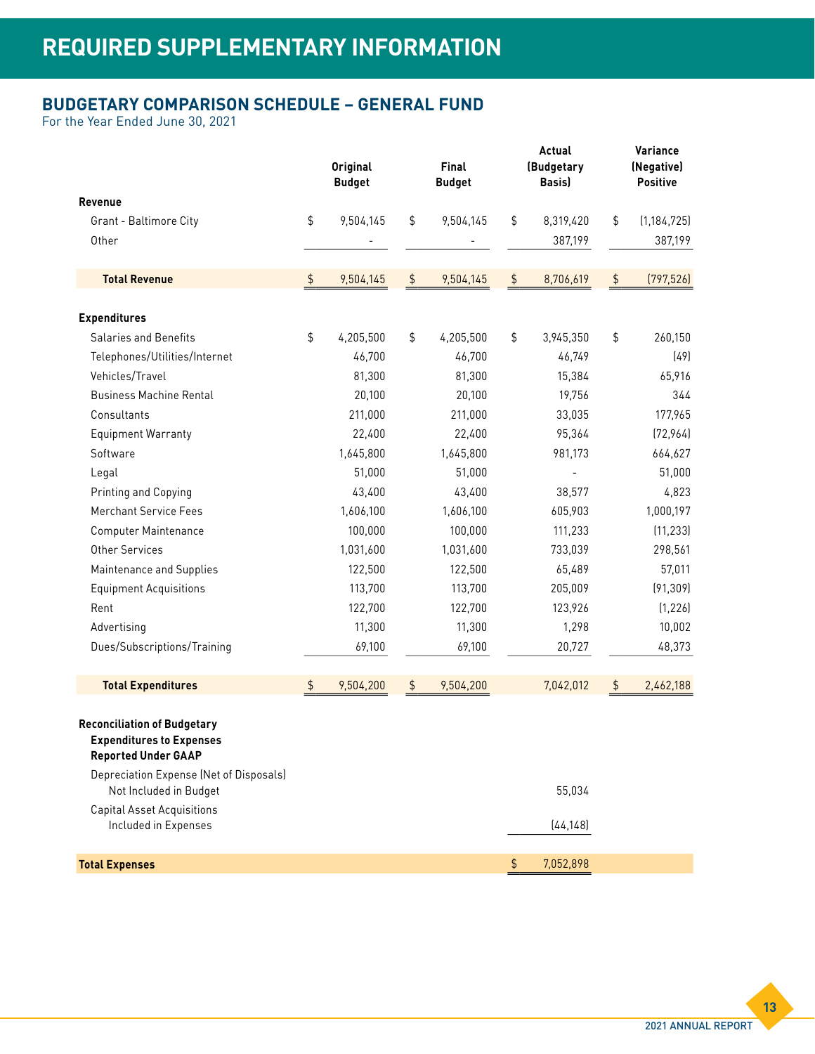# REQUIRED SUPPLEMENTARY INFORMATION

## BUDGETARY COMPARISON SCHEDULE – GENERAL FUND

For the Year Ended June 30, 2021

| | Original Budget | Final Budget | Actual (Budgetary Basis) | Variance (Negative) Positive |
|---|---|---|---|---|
| **Revenue** | | | | |
| Grant - Baltimore City | $ 9,504,145 | $ 9,504,145 | $ 8,319,420 | $ (1,184,725) |
| Other | - | - | 387,199 | 387,199 |
| **Total Revenue** | $ 9,504,145 | $ 9,504,145 | $ 8,706,619 | $ (797,526) |
| **Expenditures** | | | | |
| Salaries and Benefits | $ 4,205,500 | $ 4,205,500 | $ 3,945,350 | $ 260,150 |
| Telephones/Utilities/Internet | 46,700 | 46,700 | 46,749 | (49) |
| Vehicles/Travel | 81,300 | 81,300 | 15,384 | 65,916 |
| Business Machine Rental | 20,100 | 20,100 | 19,756 | 344 |
| Consultants | 211,000 | 211,000 | 33,035 | 177,965 |
| Equipment Warranty | 22,400 | 22,400 | 95,364 | (72,964) |
| Software | 1,645,800 | 1,645,800 | 981,173 | 664,627 |
| Legal | 51,000 | 51,000 | - | 51,000 |
| Printing and Copying | 43,400 | 43,400 | 38,577 | 4,823 |
| Merchant Service Fees | 1,606,100 | 1,606,100 | 605,903 | 1,000,197 |
| Computer Maintenance | 100,000 | 100,000 | 111,233 | (11,233) |
| Other Services | 1,031,600 | 1,031,600 | 733,039 | 298,561 |
| Maintenance and Supplies | 122,500 | 122,500 | 65,489 | 57,011 |
| Equipment Acquisitions | 113,700 | 113,700 | 205,009 | (91,309) |
| Rent | 122,700 | 122,700 | 123,926 | (1,226) |
| Advertising | 11,300 | 11,300 | 1,298 | 10,002 |
| Dues/Subscriptions/Training | 69,100 | 69,100 | 20,727 | 48,373 |
| **Total Expenditures** | $ 9,504,200 | $ 9,504,200 | 7,042,012 | $ 2,462,188 |
| **Reconciliation of Budgetary Expenditures to Expenses Reported Under GAAP** | | | | |
| Depreciation Expense (Net of Disposals) Not Included in Budget | | | 55,034 | |
| Capital Asset Acquisitions Included in Expenses | | | (44,148) | |
| **Total Expenses** | | | $ 7,052,898 | |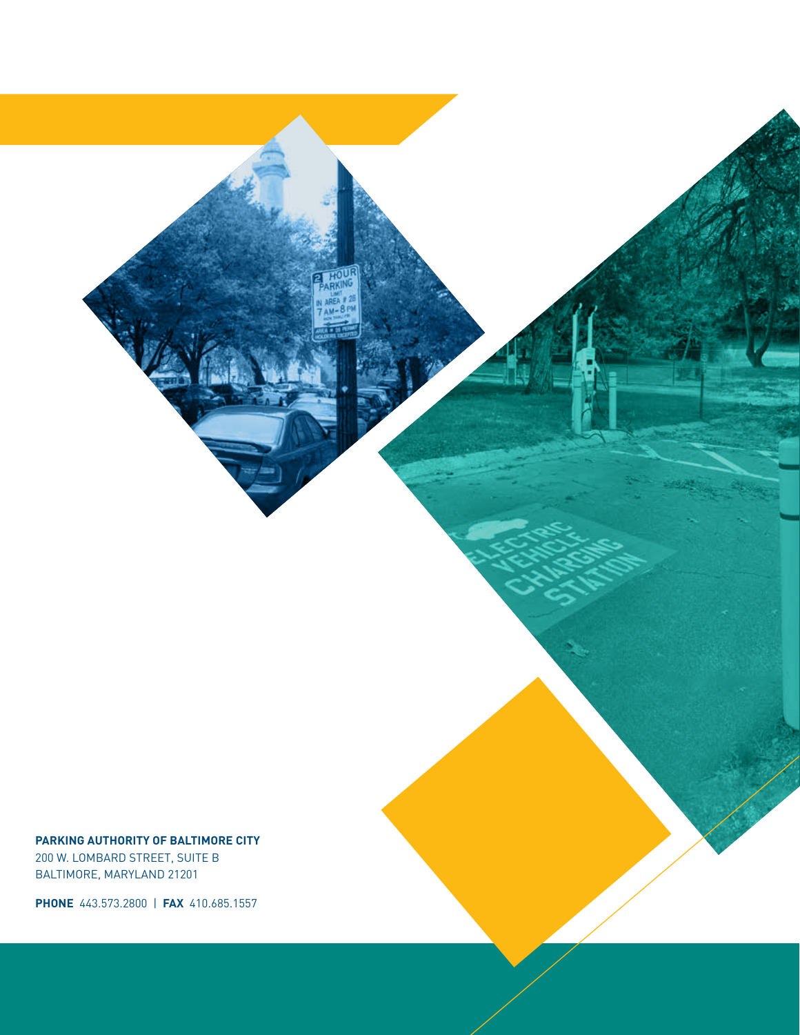**PARKING AUTHORITY OF BALTIMORE CITY**
200 W. LOMBARD STREET, SUITE B
BALTIMORE, MARYLAND 21201

**PHONE** 443.573.2800 | **FAX** 410.685.1557